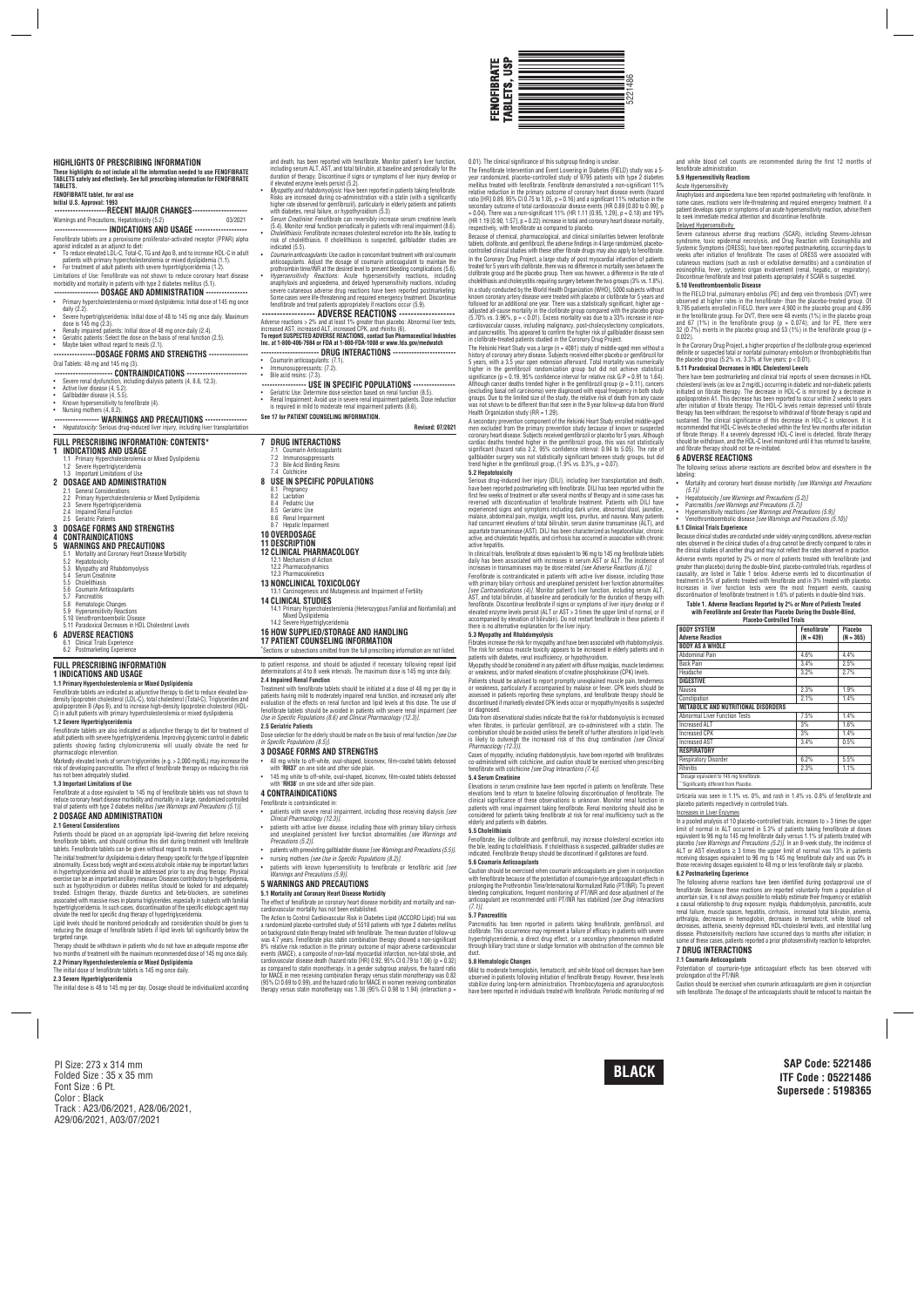# FENOFIBRATE TABLETS, USP

5221486

## HIGHLIGHTS OF PRESCRIBING INFORMATION

**These highlights do not include all the information needed to use FENOFIBRATE TABLETS safely and effectively. See full prescribing information for FENOFIBRATE TABLETS.**

**FENOFIBRATE tablet, for oral use**
**Initial U.S. Approval: 1993**

**RECENT MAJOR CHANGES**

Warnings and Precautions, Hepatotoxicity (5.2) 03/2021

**INDICATIONS AND USAGE**

Fenofibrate tablets are a peroxisome proliferator-activated receptor (PPAR) alpha agonist indicated as an adjunct to diet:

- To reduce elevated LDL-C, Total-C, TG and Apo B, and to increase HDL-C in adult patients with primary hypercholesterolemia or mixed dyslipidemia (1.1).
- For treatment of adult patients with severe hypertriglyceridemia (1.2).

Limitations of Use: Fenofibrate was not shown to reduce coronary heart disease morbidity and mortality in patients with type 2 diabetes mellitus (5.1).

**DOSAGE AND ADMINISTRATION**

- Primary hypercholesterolemia or mixed dyslipidemia: Initial dose of 145 mg once daily (2.2).
- Severe hypertriglyceridemia: Initial dose of 48 to 145 mg once daily. Maximum dose is 145 mg (2.3).
- Renally impaired patients: Initial dose of 48 mg once daily (2.4).
- Geriatric patients: Select the dose on the basis of renal function (2.5).
- Maybe taken without regard to meals (2.1).

**DOSAGE FORMS AND STRENGTHS**

Oral Tablets: 48 mg and 145 mg (3).

**CONTRAINDICATIONS**

- Severe renal dysfunction, including dialysis patients (4, 8.6, 12.3).
- Active liver disease (4, 5.2).
- Gallbladder disease (4, 5.5).
- Known hypersensitivity to fenofibrate (4).
- Nursing mothers (4, 8.2).

**WARNINGS AND PRECAUTIONS**

- *Hepatotoxicity*: Serious drug-induced liver injury, including liver transplantation and death, have been reported with fenofibrate. Monitor patient's liver function, including serum ALT, AST, and total bilirubin, at baseline and periodically for the duration of therapy. Discontinue if signs or symptoms of liver injury develop or if elevated enzyme levels persist (5.2).
- *Myopathy and rhabdomyolysis*: Have been reported in patients taking fenofibrate. Risks are increased during co-administration with a statin (with a significantly higher rate observed for gemfibrozil), particularly in elderly patients and patients with diabetes, renal failure, or hypothyroidism (5.3).
- *Serum Creatinine*: Fenofibrate can reversibly increase serum creatinine levels (5.4). Monitor renal function periodically in patients with renal impairment (8.6).
- *Cholelithiasis*: Fenofibrate increases cholesterol excretion into the bile, leading to risk of cholelithiasis. If cholelithiasis is suspected, gallbladder studies are indicated (5.5).
- *Coumarin anticoagulants*: Use caution in concomitant treatment with oral coumarin anticoagulants. Adjust the dosage of coumarin anticoagulant to maintain the prothrombin time/INR at the desired level to prevent bleeding complications (5.6).
- *Hypersensitivity Reactions*: Acute hypersensitivity reactions, including anaphylaxis and angioedema, and delayed hypersensitivity reactions, including severe cutaneous adverse drug reactions have been reported postmarketing. Some cases were life-threatening and required emergency treatment. Discontinue fenofibrate and treat patients appropriately if reactions occur (5.9).

**ADVERSE REACTIONS**

Adverse reactions > 2% and at least 1% greater than placebo: Abnormal liver tests, increased AST, increased ALT, increased CPK, and rhinitis (6).

**To report SUSPECTED ADVERSE REACTIONS, contact Sun Pharmaceutical Industries Inc. at 1-800-406-7984 or FDA at 1-800-FDA-1088 or www.fda.gov/medwatch**

**DRUG INTERACTIONS**

- Coumarin anticoagulants: (7.1).
- Immunosuppressants: (7.2).
- Bile acid resins: (7.3).

**USE IN SPECIFIC POPULATIONS**

- Geriatric Use: Determine dose selection based on renal function (8.5).
- Renal Impairment: Avoid use in severe renal impairment patients. Dose reduction is required in mild to moderate renal impairment patients (8.6).

**See 17 for PATIENT COUNSELING INFORMATION.**

**Revised: 07/2021**

## FULL PRESCRIBING INFORMATION: CONTENTS*

**1 INDICATIONS AND USAGE**
- 1.1 Primary Hypercholesterolemia or Mixed Dyslipidemia
- 1.2 Severe Hypertriglyceridemia
- 1.3 Important Limitations of Use

**2 DOSAGE AND ADMINISTRATION**
- 2.1 General Considerations
- 2.2 Primary Hypercholesterolemia or Mixed Dyslipidemia
- 2.3 Severe Hypertriglyceridemia
- 2.4 Impaired Renal Function
- 2.5 Geriatric Patients

**3 DOSAGE FORMS AND STRENGTHS**

**4 CONTRAINDICATIONS**

**5 WARNINGS AND PRECAUTIONS**
- 5.1 Mortality and Coronary Heart Disease Morbidity
- 5.2 Hepatotoxicity
- 5.3 Myopathy and Rhabdomyolysis
- 5.4 Serum Creatinine
- 5.5 Cholelithiasis
- 5.6 Coumarin Anticoagulants
- 5.7 Pancreatitis
- 5.8 Hematologic Changes
- 5.9 Hypersensitivity Reactions
- 5.10 Venothromboembolic Disease
- 5.11 Paradoxical Decreases in HDL Cholesterol Levels

**6 ADVERSE REACTIONS**
- 6.1 Clinical Trials Experience
- 6.2 Postmarketing Experience

**7 DRUG INTERACTIONS**
- 7.1 Coumarin Anticoagulants
- 7.2 Immunosuppressants
- 7.3 Bile Acid Binding Resins
- 7.4 Colchicine

**8 USE IN SPECIFIC POPULATIONS**
- 8.1 Pregnancy
- 8.2 Lactation
- 8.4 Pediatric Use
- 8.5 Geriatric Use
- 8.6 Renal Impairment
- 8.7 Hepatic Impairment

**10 OVERDOSAGE**

**11 DESCRIPTION**

**12 CLINICAL PHARMACOLOGY**
- 12.1 Mechanism of Action
- 12.2 Pharmacodynamics
- 12.3 Pharmacokinetics

**13 NONCLINICAL TOXICOLOGY**
- 13.1 Carcinogenesis and Mutagenesis and Impairment of Fertility

**14 CLINICAL STUDIES**
- 14.1 Primary Hypercholesterolemia (Heterozygous Familial and Nonfamilial) and Mixed Dyslipidemia
- 14.2 Severe Hypertriglyceridemia

**16 HOW SUPPLIED/STORAGE AND HANDLING**

**17 PATIENT COUNSELING INFORMATION**

*Sections or subsections omitted from the full prescribing information are not listed.

## FULL PRESCRIBING INFORMATION

### 1 INDICATIONS AND USAGE

#### 1.1 Primary Hypercholesterolemia or Mixed Dyslipidemia

Fenofibrate tablets are indicated as adjunctive therapy to diet to reduce elevated low-density lipoprotein cholesterol (LDL-C), total cholesterol (Total-C), Triglycerides and apolipoprotein B (Apo B), and to increase high-density lipoprotein cholesterol (HDL-C) in adult patients with primary hypercholesterolemia or mixed dyslipidemia.

#### 1.2 Severe Hypertriglyceridemia

Fenofibrate tablets are also indicated as adjunctive therapy to diet for treatment of adult patients with severe hypertriglyceridemia. Improving glycemic control in diabetic patients showing fasting chylomicronemia will usually obviate the need for pharmacologic intervention.

Markedly elevated levels of serum triglycerides (e.g. > 2,000 mg/dL) may increase the risk of developing pancreatitis. The effect of fenofibrate therapy on reducing this risk has not been adequately studied.

#### 1.3 Important Limitations of Use

Fenofibrate at a dose equivalent to 145 mg of fenofibrate tablets was not shown to reduce coronary heart disease morbidity and mortality in a large, randomized controlled trial of patients with type 2 diabetes mellitus *[see Warnings and Precautions (5.1)]*.

### 2 DOSAGE AND ADMINISTRATION

#### 2.1 General Considerations

Patients should be placed on an appropriate lipid-lowering diet before receiving fenofibrate tablets, and should continue this diet during treatment with fenofibrate tablets. Fenofibrate tablets can be given without regard to meals.

The initial treatment for dyslipidemia is dietary therapy specific for the type of lipoprotein abnormality. Excess body weight and excess alcoholic intake may be important factors in hypertriglyceridemia and should be addressed prior to any drug therapy. Physical exercise can be an important ancillary measure. Diseases contributory to hyperlipidemia, such as hypothyroidism or diabetes mellitus should be looked for and adequately treated. Estrogen therapy, thiazide diuretics and beta-blockers, are sometimes associated with massive rises in plasma triglycerides, especially in subjects with familial hypertriglyceridemia. In such cases, discontinuation of the specific etiologic agent may obviate the need for specific drug therapy of hypertriglyceridemia.

Lipid levels should be monitored periodically and consideration should be given to reducing the dosage of fenofibrate tablets if lipid levels fall significantly below the targeted range.

Therapy should be withdrawn in patients who do not have an adequate response after two months of treatment with the maximum recommended dose of 145 mg once daily.

#### 2.2 Primary Hypercholesterolemia or Mixed Dyslipidemia

The initial dose of fenofibrate tablets is 145 mg once daily.

#### 2.3 Severe Hypertriglyceridemia

The initial dose is 48 to 145 mg per day. Dosage should be individualized according to patient response, and should be adjusted if necessary following repeat lipid determinations at 4 to 8 week intervals. The maximum dose is 145 mg once daily.

#### 2.4 Impaired Renal Function

Treatment with fenofibrate tablets should be initiated at a dose of 48 mg per day in patients having mild to moderately impaired renal function, and increased only after evaluation of the effects on renal function and lipid levels at this dose. The use of fenofibrate tablets should be avoided in patients with severe renal impairment *[see Use in Specific Populations (8.6) and Clinical Pharmacology (12.3)]*.

#### 2.5 Geriatric Patients

Dose selection for the elderly should be made on the basis of renal function *[see Use in Specific Populations (8.5)]*.

### 3 DOSAGE FORMS AND STRENGTHS

- 48 mg white to off-white, oval-shaped, biconvex, film-coated tablets debossed with '**RH37**' on one side and other side plain.
- 145 mg white to off-white, oval-shaped, biconvex, film-coated tablets debossed with '**RH38**' on one side and other side plain.

### 4 CONTRAINDICATIONS

Fenofibrate is contraindicated in:

- patients with severe renal impairment, including those receiving dialysis *[see Clinical Pharmacology (12.3)]*.
- patients with active liver disease, including those with primary biliary cirrhosis and unexplained persistent liver function abnormalities *[see Warnings and Precautions (5.2)]*.
- patients with preexisting gallbladder disease *[see Warnings and Precautions (5.5)]*.
- nursing mothers *[see Use in Specific Populations (8.2)]*.
- patients with known hypersensitivity to fenofibrate or fenofibric acid *[see Warnings and Precautions (5.9)]*.

### 5 WARNINGS AND PRECAUTIONS

#### 5.1 Mortality and Coronary Heart Disease Morbidity

The effect of fenofibrate on coronary heart disease morbidity and mortality and non-cardiovascular mortality has not been established.

The Action to Control Cardiovascular Risk in Diabetes Lipid (ACCORD Lipid) trial was a randomized placebo-controlled study of 5518 patients with type 2 diabetes mellitus on background statin therapy treated with fenofibrate. The mean duration of follow-up was 4.7 years. Fenofibrate plus statin combination therapy showed a non-significant 8% relative risk reduction in the primary outcome of major adverse cardiovascular events (MACE), a composite of non-fatal myocardial infarction, non-fatal stroke, and cardiovascular disease death (hazard ratio [HR] 0.92, 95% CI 0.79 to 1.08) (p = 0.32) as compared to statin monotherapy. In a gender subgroup analysis, the hazard ratio for MACE in men receiving combination therapy versus statin monotherapy was 0.82 (95% CI 0.69 to 0.99), and the hazard ratio for MACE in women receiving combination therapy versus statin monotherapy was 1.38 (95% CI 0.98 to 1.94) (interaction p = 0.01). The clinical significance of this subgroup finding is unclear.

The Fenofibrate Intervention and Event Lowering in Diabetes (FIELD) study was a 5-year randomized, placebo-controlled study of 9795 patients with type 2 diabetes mellitus treated with fenofibrate. Fenofibrate demonstrated a non-significant 11% relative reduction in the primary outcome of coronary heart disease events (hazard ratio [HR] 0.89, 95% CI 0.75 to 1.05, p = 0.16) and a significant 11% reduction in the secondary outcome of total cardiovascular disease events (HR 0.89 [0.80 to 0.99], p = 0.04). There was a non-significant 11% (HR 1.11 [0.95, 1.29], p = 0.18) and 19% (HR 1.19 [0.90, 1.57], p = 0.22) increase in total and coronary heart disease mortality, respectively, with fenofibrate as compared to placebo.

Because of chemical, pharmacological, and clinical similarities between fenofibrate tablets, clofibrate, and gemfibrozil, the adverse findings in 4 large randomized, placebo-controlled clinical studies with these other fibrate drugs may also apply to fenofibrate.

In the Coronary Drug Project, a large study of post myocardial infarction of patients treated for 5 years with clofibrate, there was no difference in mortality seen between the clofibrate group and the placebo group. There was however, a difference in the rate of cholelithiasis and cholecystitis requiring surgery between the two groups (3% vs. 1.8%).

In a study conducted by the World Health Organization (WHO), 5000 subjects without known coronary artery disease were treated with placebo or clofibrate for 5 years and followed for an additional one year. There was a statistically significant, higher age-adjusted all-cause mortality in the clofibrate group compared with the placebo group (5.70% vs. 3.96%, p = < 0.01). Excess mortality was due to a 33% increase in non-cardiovascular causes, including malignancy, post-cholecystectomy complications, and pancreatitis. This appeared to confirm the higher risk of gallbladder disease seen in clofibrate-treated patients studied in the Coronary Drug Project.

The Helsinki Heart Study was a large (n = 4081) study of middle-aged men without a history of coronary artery disease. Subjects received either placebo or gemfibrozil for 5 years, with a 3.5 year open extension afterward. Total mortality was numerically higher in the gemfibrozil randomization group but did not achieve statistical significance (p = 0.19, 95% confidence interval for relative risk G:P = 0.91 to 1.64). Although cancer deaths trended higher in the gemfibrozil group (p = 0.11), cancers (excluding basal cell carcinoma) were diagnosed with equal frequency in both study groups. Due to the limited size of the study, the relative risk of death from any cause was not shown to be different than that seen in the 9 year follow-up data from World Health Organization study (RR = 1.29).

A secondary prevention component of the Helsinki Heart Study enrolled middle-aged men excluded from the primary prevention study because of known or suspected coronary heart disease. Subjects received gemfibrozil or placebo for 5 years. Although cardiac deaths trended higher in the gemfibrozil group, this was not statistically significant (hazard ratio 2.2, 95% confidence interval: 0.94 to 5.05). The rate of gallbladder surgery was not statistically significant between study groups, but did trend higher in the gemfibrozil group, (1.9% vs. 0.3%, p = 0.07).

#### 5.2 Hepatotoxicity

Serious drug-induced liver injury (DILI), including liver transplantation and death, have been reported postmarketing with fenofibrate. DILI has been reported within the first few weeks of treatment or after several months of therapy and in some cases has reversed with discontinuation of fenofibrate treatment. Patients with DILI have experienced signs and symptoms including dark urine, abnormal stool, jaundice, malaise, abdominal pain, myalgia, weight loss, pruritus, and nausea. Many patients had concurrent elevations of total bilirubin, serum alanine transaminase (ALT), and aspartate transaminase (AST). DILI has been characterized as hepatocellular, chronic active, and cholestatic hepatitis, and cirrhosis has occurred in association with chronic active hepatitis.

In clinical trials, fenofibrate at doses equivalent to 96 mg to 145 mg fenofibrate tablets daily has been associated with increases in serum AST or ALT. The incidence of increases in transaminases may be dose related *[see Adverse Reactions (6.1)]*.

Fenofibrate is contraindicated in patients with active liver disease, including those with primary biliary cirrhosis and unexplained persistent liver function abnormalities *[see Contraindications (4)]*. Monitor patient's liver function, including serum ALT, AST, and total bilirubin, at baseline and periodically for the duration of therapy with fenofibrate. Discontinue fenofibrate if signs or symptoms of liver injury develop or if elevated enzyme levels persist (ALT or AST > 3 times the upper limit of normal, or if accompanied by elevation of bilirubin). Do not restart fenofibrate in these patients if there is no alternative explanation for the liver injury.

#### 5.3 Myopathy and Rhabdomyolysis

Fibrates increase the risk for myopathy and have been associated with rhabdomyolysis. The risk for serious muscle toxicity appears to be increased in elderly patients and in patients with diabetes, renal insufficiency, or hypothyroidism.

Myopathy should be considered in any patient with diffuse myalgias, muscle tenderness or weakness, and/or marked elevations of creatine phosphokinase (CPK) levels.

Patients should be advised to report promptly unexplained muscle pain, tenderness or weakness, particularly if accompanied by malaise or fever. CPK levels should be assessed in patients reporting these symptoms, and fenofibrate therapy should be discontinued if markedly elevated CPK levels occur or myopathy/myositis is suspected or diagnosed.

Data from observational studies indicate that the risk for rhabdomyolysis is increased when fibrates, in particular gemfibrozil, are co-administered with a statin. The combination should be avoided unless the benefit of further alterations in lipid levels is likely to outweigh the increased risk of this drug combination *[see Clinical Pharmacology (12.3)]*.

Cases of myopathy, including rhabdomyolysis, have been reported with fenofibrates co-administered with colchicine, and caution should be exercised when prescribing fenofibrate with colchicine *[see Drug Interactions (7.4)]*.

#### 5.4 Serum Creatinine

Elevations in serum creatinine have been reported in patients on fenofibrate. These elevations tend to return to baseline following discontinuation of fenofibrate. The clinical significance of these observations is unknown. Monitor renal function in patients with renal impairment taking fenofibrate. Renal monitoring should also be considered for patients taking fenofibrate at risk for renal insufficiency such as the elderly and patients with diabetes.

#### 5.5 Cholelithiasis

Fenofibrate, like clofibrate and gemfibrozil, may increase cholesterol excretion into the bile, leading to cholelithiasis. If cholelithiasis is suspected, gallbladder studies are indicated. Fenofibrate therapy should be discontinued if gallstones are found.

#### 5.6 Coumarin Anticoagulants

Caution should be exercised when coumarin anticoagulants are given in conjunction with fenofibrate because of the potentiation of coumarin-type anticoagulant effects in prolonging the Prothrombin Time/International Normalized Ratio (PT/INR). To prevent bleeding complications, frequent monitoring of PT/INR and dose adjustment of the anticoagulant are recommended until PT/INR has stabilized *[see Drug Interactions (7.1)]*.

#### 5.7 Pancreatitis

Pancreatitis has been reported in patients taking fenofibrate, gemfibrozil, and clofibrate. This occurrence may represent a failure of efficacy in patients with severe hypertriglyceridemia, a direct drug effect, or a secondary phenomenon mediated through biliary tract stone or sludge formation with obstruction of the common bile duct.

#### 5.8 Hematologic Changes

Mild to moderate hemoglobin, hematocrit, and white blood cell decreases have been observed in patients following initiation of fenofibrate therapy. However, these levels stabilize during long-term administration. Thrombocytopenia and agranulocytosis have been reported in individuals treated with fenofibrate. Periodic monitoring of red and white blood cell counts are recommended during the first 12 months of fenofibrate administration.

#### 5.9 Hypersensitivity Reactions

Acute Hypersensitivity

Anaphylaxis and angioedema have been reported postmarketing with fenofibrate. In some cases, reactions were life-threatening and required emergency treatment. If a patient develops signs or symptoms of an acute hypersensitivity reaction, advise them to seek immediate medical attention and discontinue fenofibrate.

Delayed Hypersensitivity

Severe cutaneous adverse drug reactions (SCAR), including Stevens-Johnson syndrome, toxic epidermal necrolysis, and Drug Reaction with Eosinophilia and Systemic Symptoms (DRESS), have been reported postmarketing, occurring days to weeks after initiation of fenofibrate. The cases of DRESS were associated with cutaneous reactions (such as rash or exfoliative dermatitis) and a combination of eosinophilia, fever, systemic organ involvement (renal, hepatic, or respiratory). Discontinue fenofibrate and treat patients appropriately if SCAR is suspected.

#### 5.10 Venothromboembolic Disease

In the FIELD trial, pulmonary embolus (PE) and deep vein thrombosis (DVT) were observed at higher rates in the fenofibrate- than the placebo-treated group. Of 9,795 patients enrolled in FIELD, there were 4,900 in the placebo group and 4,895 in the fenofibrate group. For DVT, there were 48 events (1%) in the placebo group and 67 (1%) in the fenofibrate group (p = 0.074); and for PE, there were 32 (0.7%) events in the placebo group and 53 (1%) in the fenofibrate group (p = 0.022).

In the Coronary Drug Project, a higher proportion of the clofibrate group experienced definite or suspected fatal or nonfatal pulmonary embolism or thrombophlebitis than the placebo group (5.2% vs. 3.3% at five years; p < 0.01).

#### 5.11 Paradoxical Decreases in HDL Cholesterol Levels

There have been postmarketing and clinical trial reports of severe decreases in HDL cholesterol levels (as low as 2 mg/dL) occurring in diabetic and non-diabetic patients initiated on fibrate therapy. The decrease in HDL-C is mirrored by a decrease in apolipoprotein A1. This decrease has been reported to occur within 2 weeks to years after initiation of fibrate therapy. The HDL-C levels remain depressed until fibrate therapy has been withdrawn; the response to withdrawal of fibrate therapy is rapid and sustained. The clinical significance of this decrease in HDL-C is unknown. It is recommended that HDL-C levels be checked within the first few months after initiation of fibrate therapy. If a severely depressed HDL-C level is detected, fibrate therapy should be withdrawn, and the HDL-C level monitored until it has returned to baseline, and fibrate therapy should not be re-initiated.

### 6 ADVERSE REACTIONS

The following serious adverse reactions are described below and elsewhere in the labeling:

- Mortality and coronary heart disease morbidity *[see Warnings and Precautions (5.1)]*
- Hepatotoxicity *[see Warnings and Precautions (5.2)]*
- Pancreatitis *[see Warnings and Precautions (5.7)]*
- Hypersensitivity reactions *[see Warnings and Precautions (5.9)]*
- Venothromboembolic disease *[see Warnings and Precautions (5.10)]*

#### 6.1 Clinical Trials Experience

Because clinical studies are conducted under widely varying conditions, adverse reaction rates observed in the clinical studies of a drug cannot be directly compared to rates in the clinical studies of another drug and may not reflect the rates observed in practice.

Adverse events reported by 2% or more of patients treated with fenofibrate (and greater than placebo) during the double-blind, placebo-controlled trials, regardless of causality, are listed in Table 1 below. Adverse events led to discontinuation of treatment in 5% of patients treated with fenofibrate and in 3% treated with placebo. Increases in liver function tests were the most frequent events, causing discontinuation of fenofibrate treatment in 1.6% of patients in double-blind trials.

**Table 1. Adverse Reactions Reported by 2% or More of Patients Treated with Fenofibrate and Greater than Placebo During the Double-Blind, Placebo-Controlled Trials**

| BODY SYSTEM<br>Adverse Reaction | Fenofibrate*<br>(N = 439) | Placebo<br>(N = 365) |
|---|---|---|
| **BODY AS A WHOLE** | | |
| Abdominal Pain | 4.6% | 4.4% |
| Back Pain | 3.4% | 2.5% |
| Headache | 3.2% | 2.7% |
| **DIGESTIVE** | | |
| Nausea | 2.3% | 1.9% |
| Constipation | 2.1% | 1.4% |
| **METABOLIC AND NUTRITIONAL DISORDERS** | | |
| Abnormal Liver Function Tests | 7.5%** | 1.4% |
| Increased ALT | 3% | 1.6% |
| Increased CPK | 3% | 1.4% |
| Increased AST | 3.4%** | 0.5% |
| **RESPIRATORY** | | |
| Respiratory Disorder | 6.2% | 5.5% |
| Rhinitis | 2.3% | 1.1% |

*Dosage equivalent to 145 mg fenofibrate.
**Significantly different from Placebo.

Urticaria was seen in 1.1% vs. 0%, and rash in 1.4% vs. 0.8% of fenofibrate and placebo patients respectively in controlled trials.

Increases in Liver Enzymes

In a pooled analysis of 10 placebo-controlled trials, increases to > 3 times the upper limit of normal in ALT occurred in 5.3% of patients taking fenofibrate at doses equivalent to 96 mg to 145 mg fenofibrate daily versus 1.1% of patients treated with placebo *[see Warnings and Precautions (5.2)]*. In an 8-week study, the incidence of ALT or AST elevations ≥ 3 times the upper limit of normal was 13% in patients receiving dosages equivalent to 96 mg to 145 mg fenofibrate daily and was 0% in those receiving dosages equivalent to 48 mg or less fenofibrate daily or placebo.

#### 6.2 Postmarketing Experience

The following adverse reactions have been identified during postapproval use of fenofibrate. Because these reactions are reported voluntarily from a population of uncertain size, it is not always possible to reliably estimate their frequency or establish a causal relationship to drug exposure: myalgia, rhabdomyolysis, pancreatitis, acute renal failure, muscle spasm, hepatitis, cirrhosis, increased total bilirubin, anemia, arthralgia, decreases in hemoglobin, decreases in hematocrit, white blood cell decreases, asthenia, severely depressed HDL-cholesterol levels, and interstitial lung disease. Photosensitivity reactions have occurred days to months after initiation; in some of these cases, patients reported a prior photosensitivity reaction to ketoprofen.

### 7 DRUG INTERACTIONS

#### 7.1 Coumarin Anticoagulants

Potentiation of coumarin-type anticoagulant effects has been observed with prolongation of the PT/INR.

Caution should be exercised when coumarin anticoagulants are given in conjunction with fenofibrate. The dosage of the anticoagulants should be reduced to maintain the

PI Size: 273 x 314 mm
Folded Size : 35 x 35 mm
Font Size : 6 Pt.
Color : Black
Track : A23/06/2021, A28/06/2021, A29/06/2021, A03/07/2021

BLACK

SAP Code: 5221486
ITF Code : 05221486
Supersede : 5198365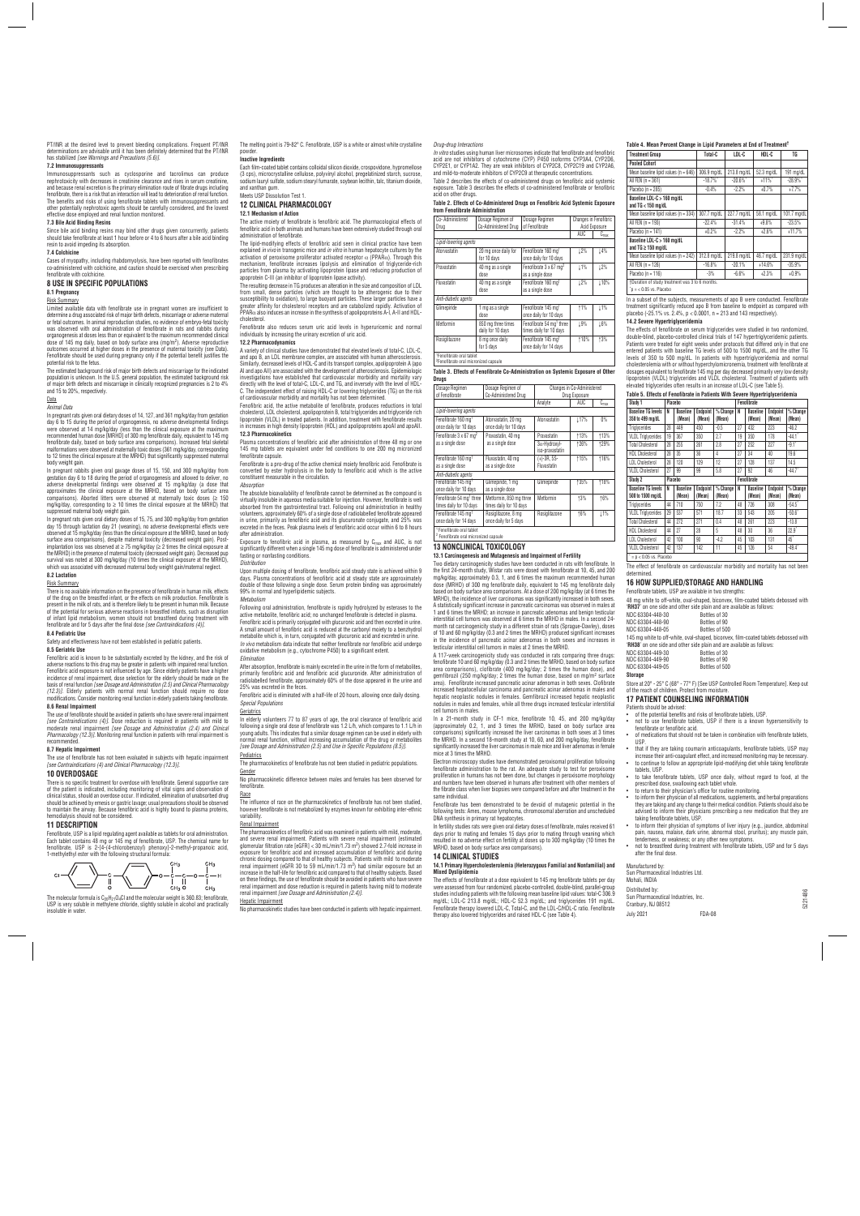PT/INR at the desired level to prevent bleeding complications. Frequent PT/INR determinations are advisable until it has been definitely determined that the PT/INR has stabilized *[see Warnings and Precautions (5.6)]*.

### 7.2 Immunosuppressants

Immunosuppressants such as cyclosporine and tacrolimus can produce nephrotoxicity with decreases in creatinine clearance and rises in serum creatinine, and because renal excretion is the primary elimination route of fibrate drugs including fenofibrate, there is a risk that an interaction will lead to deterioration of renal function. The benefits and risks of using fenofibrate tablets with immunosuppressants and other potentially nephrotoxic agents should be carefully considered, and the lowest effective dose employed and renal function monitored.

### 7.3 Bile Acid Binding Resins

Since bile acid binding resins may bind other drugs given concurrently, patients should take fenofibrate at least 1 hour before or 4 to 6 hours after a bile acid binding resin to avoid impeding its absorption.

### 7.4 Colchicine

Cases of myopathy, including rhabdomyolysis, have been reported with fenofibrates co-administered with colchicine, and caution should be exercised when prescribing fenofibrate with colchicine.

## 8 USE IN SPECIFIC POPULATIONS

### 8.1 Pregnancy

Risk Summary

Limited available data with fenofibrate use in pregnant women are insufficient to determine a drug associated risk of major birth defects, miscarriage or adverse maternal or fetal outcomes. In animal reproduction studies, no evidence of embryo-fetal toxicity was observed with oral administration of fenofibrate in rats and rabbits during organogenesis at doses less than or equivalent to the maximum recommended clinical dose of 145 mg daily, based on body surface area (mg/m²). Adverse reproductive outcomes occurred at higher doses in the presence of maternal toxicity (see Data). Fenofibrate should be used during pregnancy only if the potential benefit justifies the potential risk to the fetus.

The estimated background risk of major birth defects and miscarriage for the indicated population is unknown. In the U.S. general population, the estimated background risk of major birth defects and miscarriage in clinically recognized pregnancies is 2 to 4% and 15 to 20%, respectively.

Data

*Animal Data*

In pregnant rats given oral dietary doses of 14, 127, and 361 mg/kg/day from gestation day 6 to 15 during the period of organogenesis, no adverse developmental findings were observed at 14 mg/kg/day (less than the clinical exposure at the maximum recommended human dose [MRHD] of 300 mg fenofibrate daily, equivalent to 145 mg fenofibrate daily, based on body surface area comparisons). Increased fetal skeletal malformations were observed at maternally toxic doses (361 mg/kg/day, corresponding to 12 times the clinical exposure at the MRHD) that significantly suppressed maternal body weight gain.

In pregnant rabbits given oral gavage doses of 15, 150, and 300 mg/kg/day from gestation day 6 to 18 during the period of organogenesis and allowed to deliver, no adverse developmental findings were observed at 15 mg/kg/day (a dose that approximates the clinical exposure at the MRHD, based on body surface area comparisons). Aborted litters were observed at maternally toxic doses (≥ 150 mg/kg/day, corresponding to ≥ 10 times the clinical exposure at the MRHD) that suppressed maternal body weight gain.

In pregnant rats given oral dietary doses of 15, 75, and 300 mg/kg/day from gestation day 15 through lactation day 21 (weaning), no adverse developmental effects were observed at 15 mg/kg/day (less than the clinical exposure at the MRHD, based on body surface area comparisons), despite maternal toxicity (decreased weight gain). Post-implantation loss was observed at ≥ 75 mg/kg/day (≥ 2 times the clinical exposure at the MRHD) in the presence of maternal toxicity (decreased weight gain). Decreased pup survival was noted at 300 mg/kg/day (10 times the clinical exposure at the MRHD), which was associated with decreased maternal body weight gain/maternal neglect.

### 8.2 Lactation

Risk Summary

There is no information on the presence of fenofibrate in human milk, effects of the drug on the breastfed infant, or the effects on milk production. Fenofibrate is present in the milk of rats, and is therefore likely to be present in human milk. Because of the potential for serious adverse reactions in breastfed infants, such as disruption of infant lipid metabolism, women should not breastfeed during treatment with fenofibrate and for 5 days after the final dose *[see Contraindications (4)]*.

### 8.4 Pediatric Use

Safety and effectiveness have not been established in pediatric patients.

### 8.5 Geriatric Use

Fenofibric acid is known to be substantially excreted by the kidney, and the risk of adverse reactions to this drug may be greater in patients with impaired renal function. Fenofibric acid exposure is not influenced by age. Since elderly patients have a higher incidence of renal impairment, dose selection for the elderly should be made on the basis of renal function *[see Dosage and Administration (2.5) and Clinical Pharmacology (12.3)]*. Elderly patients with normal renal function should require no dose modifications. Consider monitoring renal function in elderly patients taking fenofibrate.

### 8.6 Renal Impairment

The use of fenofibrate should be avoided in patients who have severe renal impairment *[see Contraindications (4)]*. Dose reduction is required in patients with mild to moderate renal impairment *[see Dosage and Administration (2.4) and Clinical Pharmacology (12.3)]*. Monitoring renal function in patients with renal impairment is recommended.

### 8.7 Hepatic Impairment

The use of fenofibrate has not been evaluated in subjects with hepatic impairment *[see Contraindications (4) and Clinical Pharmacology (12.3)]*.

## 10 OVERDOSAGE

There is no specific treatment for overdose with fenofibrate. General supportive care of the patient is indicated, including monitoring of vital signs and observation of clinical status, should an overdose occur. If indicated, elimination of unabsorbed drug should be achieved by emesis or gastric lavage; usual precautions should be observed to maintain the airway. Because fenofibrate is highly bound to plasma proteins, hemodialysis should not be considered.

## 11 DESCRIPTION

Fenofibrate, USP is a lipid regulating agent available as tablets for oral administration. Each tablet contains 48 mg or 145 mg of fenofibrate, USP. The chemical name for fenofibrate, USP is 2-[4-(4-chlorobenzoyl) phenoxy]-2-methyl-propanoic acid, 1-methylethyl ester with the following structural formula:

The molecular formula is $C_{20}H_{21}O_4Cl$ and the molecular weight is 360.83; fenofibrate, USP is very soluble in methylene chloride, slightly soluble in alcohol and practically insoluble in water.

The melting point is 79-82° C. Fenofibrate, USP is a white or almost white crystalline powder.

**Inactive Ingredients**

Each film-coated tablet contains colloidal silicon dioxide, crospovidone, hypromellose (3 cps), microcrystalline cellulose, polyvinyl alcohol, pregelatinized starch, sucrose, sodium lauryl sulfate, sodium stearyl fumarate, soybean lecithin, talc, titanium dioxide, and xanthan gum.

Meets USP Dissolution Test 1.

## 12 CLINICAL PHARMACOLOGY

### 12.1 Mechanism of Action

The active moiety of fenofibrate is fenofibric acid. The pharmacological effects of fenofibric acid in both animals and humans have been extensively studied through oral administration of fenofibrate.

The lipid-modifying effects of fenofibric acid seen in clinical practice have been explained *in vivo* in transgenic mice and *in vitro* in human hepatocyte cultures by the activation of peroxisome proliferator activated receptor α (PPARα). Through this mechanism, fenofibrate increases lipolysis and elimination of triglyceride-rich particles from plasma by activating lipoprotein lipase and reducing production of apoprotein C-III (an inhibitor of lipoprotein lipase activity).

The resulting decrease in TG produces an alteration in the size and composition of LDL from small, dense particles (which are thought to be atherogenic due to their susceptibility to oxidation), to large buoyant particles. These larger particles have a greater affinity for cholesterol receptors and are catabolized rapidly. Activation of PPARα also induces an increase in the synthesis of apolipoproteins A-I, A-II and HDL-cholesterol.

Fenofibrate also reduces serum uric acid levels in hyperuricemic and normal individuals by increasing the urinary excretion of uric acid.

### 12.2 Pharmacodynamics

A variety of clinical studies have demonstrated that elevated levels of total-C, LDL-C, and apo B, an LDL membrane complex, are associated with human atherosclerosis. Similarly, decreased levels of HDL-C and its transport complex, apolipoprotein A (apo AI and apo AII) are associated with the development of atherosclerosis. Epidemiologic investigations have established that cardiovascular morbidity and mortality vary directly with the level of total-C, LDL-C, and TG, and inversely with the level of HDL-C. The independent effect of raising HDL-C or lowering triglycerides (TG) on the risk of cardiovascular morbidity and mortality has not been determined.

Fenofibric acid, the active metabolite of fenofibrate, produces reductions in total cholesterol, LDL cholesterol, apolipoprotein B, total triglycerides and triglyceride rich lipoprotein (VLDL) in treated patients. In addition, treatment with fenofibrate results in increases in high density lipoprotein (HDL) and apolipoproteins apoAI and apoAII.

### 12.3 Pharmacokinetics

Plasma concentrations of fenofibric acid after administration of three 48 mg or one 145 mg tablets are equivalent under fed conditions to one 200 mg micronized fenofibrate capsule.

Fenofibrate is a pro-drug of the active chemical moiety fenofibric acid. Fenofibrate is converted by ester hydrolysis in the body to fenofibric acid which is the active constituent measurable in the circulation.

*Absorption*

The absolute bioavailability of fenofibrate cannot be determined as the compound is virtually insoluble in aqueous media suitable for injection. However, fenofibrate is well absorbed from the gastrointestinal tract. Following oral administration in healthy volunteers, approximately 60% of a single dose of radiolabelled fenofibrate appeared in urine, primarily as fenofibric acid and its glucuronate conjugate, and 25% was excreted in the feces. Peak plasma levels of fenofibric acid occur within 6 to 8 hours after administration.

Exposure to fenofibric acid in plasma, as measured by $C_{max}$ and AUC, is not significantly different when a single 145 mg dose of fenofibrate is administered under fasting or nonfasting conditions.

*Distribution*

Upon multiple dosing of fenofibrate, fenofibric acid steady state is achieved within 9 days. Plasma concentrations of fenofibric acid at steady state are approximately double of those following a single dose. Serum protein binding was approximately 99% in normal and hyperlipidemic subjects.

*Metabolism*

Following oral administration, fenofibrate is rapidly hydrolyzed by esterases to the active metabolite, fenofibric acid; no unchanged fenofibrate is detected in plasma.

Fenofibric acid is primarily conjugated with glucuronic acid and then excreted in urine. A small amount of fenofibric acid is reduced at the carbonyl moiety to a benzhydrol metabolite which is, in turn, conjugated with glucuronic acid and excreted in urine.

*In vivo* metabolism data indicate that neither fenofibrate nor fenofibric acid undergo oxidative metabolism (e.g., cytochrome P450) to a significant extent.

*Elimination*

After absorption, fenofibrate is mainly excreted in the urine in the form of metabolites, primarily fenofibric acid and fenofibric acid glucuronide. After administration of radiolabelled fenofibrate, approximately 60% of the dose appeared in the urine and 25% was excreted in the feces.

Fenofibric acid is eliminated with a half-life of 20 hours, allowing once daily dosing.

*Special Populations*

Geriatrics

In elderly volunteers 77 to 87 years of age, the oral clearance of fenofibric acid following a single oral dose of fenofibrate was 1.2 L/h, which compares to 1.1 L/h in young adults. This indicates that a similar dosage regimen can be used in elderly with normal renal function, without increasing accumulation of the drug or metabolites *[see Dosage and Administration (2.5) and Use in Specific Populations (8.5)]*.

Pediatrics

The pharmacokinetics of fenofibrate has not been studied in pediatric populations.

Gender

No pharmacokinetic difference between males and females has been observed for fenofibrate.

Race

The influence of race on the pharmacokinetics of fenofibrate has not been studied, however fenofibrate is not metabolized by enzymes known for exhibiting inter-ethnic variability.

Renal Impairment

The pharmacokinetics of fenofibric acid was examined in patients with mild, moderate, and severe renal impairment. Patients with severe renal impairment (estimated glomerular filtration rate [eGFR] < 30 mL/min/1.73 m²) showed 2.7-fold increase in exposure for fenofibric acid and increased accumulation of fenofibric acid during chronic dosing compared to that of healthy subjects. Patients with mild to moderate renal impairment (eGFR 30 to 59 mL/min/1.73 m²) had similar exposure but an increase in the half-life for fenofibric acid compared to that of healthy subjects. Based on these findings, the use of fenofibrate should be avoided in patients who have severe renal impairment and dose reduction is required in patients having mild to moderate renal impairment *[see Dosage and Administration (2.4)]*.

Hepatic Impairment

No pharmacokinetic studies have been conducted in patients with hepatic impairment.

*Drug-drug Interactions*

*In vitro* studies using human liver microsomes indicate that fenofibrate and fenofibric acid are not inhibitors of cytochrome (CYP) P450 isoforms CYP3A4, CYP2D6, CYP2E1, or CYP1A2. They are weak inhibitors of CYP2C8, CYP2C19 and CYP2A6, and mild-to-moderate inhibitors of CYP2C9 at therapeutic concentrations.

Table 2 describes the effects of co-administered drugs on fenofibric acid systemic exposure. Table 3 describes the effects of co-administered fenofibrate or fenofibric acid on other drugs.

**Table 2. Effects of Co-Administered Drugs on Fenofibric Acid Systemic Exposure from Fenofibrate Administration**

| Co-Administered Drug | Dosage Regimen of Co-Administered Drug | Dosage Regimen of Fenofibrate | Changes in Fenofibric Acid Exposure | |
|---|---|---|---|---|
| | | | AUC | $C_{max}$ |
| *Lipid-lowering agents* | | | | |
| Atorvastatin | 20 mg once daily for 10 days | Fenofibrate 160 mg[1] once daily for 10 days | ↓2% | ↓4% |
| Pravastatin | 40 mg as a single dose | Fenofibrate 3 x 67 mg[2] as a single dose | ↓1% | ↓2% |
| Fluvastatin | 40 mg as a single dose | Fenofibrate 160 mg[1] as a single dose | ↓2% | ↓10% |
| *Anti-diabetic agents* | | | | |
| Glimepiride | 1 mg as a single dose | Fenofibrate 145 mg[1] once daily for 10 days | ↑1% | ↓1% |
| Metformin | 850 mg three times daily for 10 days | Fenofibrate 54 mg[1] three times daily for 10 days | ↓9% | ↓6% |
| Rosiglitazone | 8 mg once daily for 5 days | Fenofibrate 145 mg[1] once daily for 14 days | ↑10% | ↑3% |

[1] Fenofibrate oral tablet
[2] Fenofibrate oral micronized capsule

**Table 3. Effects of Fenofibrate Co-Administration on Systemic Exposure of Other Drugs**

| Dosage Regimen of Fenofibrate | Dosage Regimen of Co-Administered Drug | Changes in Co-Administered Drug Exposure | | |
|---|---|---|---|---|
| | | Analyte | AUC | $C_{max}$ |
| *Lipid-lowering agents* | | | | |
| Fenofibrate 160 mg[1] once daily for 10 days | Atorvastatin, 20 mg once daily for 10 days | Atorvastatin | ↓17% | 0% |
| Fenofibrate 3 x 67 mg[2] as a single dose | Pravastatin, 40 mg as a single dose | Pravastatin | ↑13% | ↑13% |
| | | 3α-Hydroxyl-iso-pravastatin | ↑26% | ↑29% |
| Fenofibrate 160 mg[1] as a single dose | Fluvastatin, 40 mg as a single dose | (+)-3R, 5S-Fluvastatin | ↑15% | ↑16% |
| *Anti-diabetic agents* | | | | |
| Fenofibrate 145 mg[1] once daily for 10 days | Glimepiride, 1 mg as a single dose | Glimepiride | ↑35% | ↑18% |
| Fenofibrate 54 mg[1] three times daily for 10 days | Metformin, 850 mg three times daily for 10 days | Metformin | ↑3% | ↑6% |
| Fenofibrate 145 mg[1] once daily for 14 days | Rosiglitazone, 8 mg once daily for 5 days | Rosiglitazone | ↑6% | ↓1% |

[1] Fenofibrate oral tablet
[2] Fenofibrate oral micronized capsule

## 13 NONCLINICAL TOXICOLOGY

### 13.1 Carcinogenesis and Mutagenesis and Impairment of Fertility

Two dietary carcinogenicity studies have been conducted in rats with fenofibrate. In the first 24-month study, Wistar rats were dosed with fenofibrate at 10, 45, and 200 mg/kg/day, approximately 0.3, 1, and 6 times the maximum recommended human dose (MRHD) of 300 mg fenofibrate daily, equivalent to 145 mg fenofibrate daily based on body surface area comparisons. At a dose of 200 mg/kg/day (at 6 times the MRHD), the incidence of liver carcinomas was significantly increased in both sexes. A statistically significant increase in pancreatic carcinomas was observed in males at 1 and 6 times the MRHD; an increase in pancreatic adenomas and benign testicular interstitial cell tumors was observed at 6 times the MRHD in males. In a second 24-month rat carcinogenicity study in a different strain of rats (Sprague-Dawley), doses of 10 and 60 mg/kg/day (0.3 and 2 times the MRHD) produced significant increases in the incidence of pancreatic acinar adenomas in both sexes and increases in testicular interstitial cell tumors in males at 2 times the MRHD.

A 117-week carcinogenicity study was conducted in rats comparing three drugs: fenofibrate 10 and 60 mg/kg/day (0.3 and 2 times the MRHD, based on body surface area comparisons), clofibrate (400 mg/kg/day; 2 times the human dose), and gemfibrozil (250 mg/kg/day; 2 times the human dose, based on mg/m² surface area). Fenofibrate increased pancreatic acinar adenomas in both sexes. Clofibrate increased hepatocellular carcinoma and pancreatic acinar adenomas in males and hepatic neoplastic nodules in females. Gemfibrozil increased hepatic neoplastic nodules in males and females, while all three drugs increased testicular interstitial cell tumors in males.

In a 21-month study in CF-1 mice, fenofibrate 10, 45, and 200 mg/kg/day (approximately 0.2, 1, and 3 times the MRHD, based on body surface area comparisons) significantly increased the liver carcinomas in both sexes at 3 times the MRHD. In a second 18-month study at 10, 60, and 200 mg/kg/day, fenofibrate significantly increased the liver carcinomas in male mice and liver adenomas in female mice at 3 times the MRHD.

Electron microscopy studies have demonstrated peroxisomal proliferation following fenofibrate administration to the rat. An adequate study to test for peroxisome proliferation in humans has not been done, but changes in peroxisome morphology and numbers have been observed in humans after treatment with other members of the fibrate class when liver biopsies were compared before and after treatment in the same individual.

Fenofibrate has been demonstrated to be devoid of mutagenic potential in the following tests: Ames, mouse lymphoma, chromosomal aberration and unscheduled DNA synthesis in primary rat hepatocytes.

In fertility studies rats were given oral dietary doses of fenofibrate, males received 61 days prior to mating and females 15 days prior to mating through weaning which resulted in no adverse effect on fertility at doses up to 300 mg/kg/day (10 times the MRHD, based on body surface area comparisons).

## 14 CLINICAL STUDIES

### 14.1 Primary Hypercholesterolemia (Heterozygous Familial and Nonfamilial) and Mixed Dyslipidemia

The effects of fenofibrate at a dose equivalent to 145 mg fenofibrate tablets per day were assessed from four randomized, placebo-controlled, double-blind, parallel-group studies including patients with the following mean baseline lipid values: total-C 306.9 mg/dL; LDL-C 213.8 mg/dL; HDL-C 52.3 mg/dL; and triglycerides 191 mg/dL. Fenofibrate therapy lowered LDL-C, Total-C, and the LDL-C/HDL-C ratio. Fenofibrate therapy also lowered triglycerides and raised HDL-C (see Table 4).

**Table 4. Mean Percent Change in Lipid Parameters at End of Treatment[†]**

| Treatment Group | Total-C | LDL-C | HDL-C | TG |
|---|---|---|---|---|
| **Pooled Cohort** | | | | |
| Mean baseline lipid values (n = 646) | 306.9 mg/dL | 213.8 mg/dL | 52.3 mg/dL | 191 mg/dL |
| All FEN (n = 361) | -18.7%* | -20.6%* | +11%* | -28.9%* |
| Placebo (n = 285) | -0.4% | -2.2% | +0.7% | +7.7% |
| **Baseline LDL-C > 160 mg/dL and TG < 150 mg/dL** | | | | |
| Mean baseline lipid values (n = 334) | 307.7 mg/dL | 227.7 mg/dL | 58.1 mg/dL | 101.7 mg/dL |
| All FEN (n = 193) | -22.4%* | -31.4%* | +9.8%* | -23.5%* |
| Placebo (n = 141) | +0.2% | -2.2% | +2.6% | +11.7% |
| **Baseline LDL-C > 160 mg/dL and TG ≥ 150 mg/dL** | | | | |
| Mean baseline lipid values (n = 242) | 312.8 mg/dL | 219.8 mg/dL | 46.7 mg/dL | 231.9 mg/dL |
| All FEN (n = 126) | -16.8%* | -20.1%* | +14.6%* | -35.9%* |
| Placebo (n = 116) | -3% | -6.6% | +2.3% | +0.9% |

[†] Duration of study treatment was 3 to 6 months.
* p = < 0.05 vs. Placebo

In a subset of the subjects, measurements of apo B were conducted. Fenofibrate treatment significantly reduced apo B from baseline to endpoint as compared with placebo (-25.1% vs. 2.4%, p < 0.0001, n = 213 and 143 respectively).

### 14.2 Severe Hypertriglyceridemia

The effects of fenofibrate on serum triglycerides were studied in two randomized, double-blind, placebo-controlled clinical trials of 147 hypertriglyceridemic patients. Patients were treated for eight weeks under protocols that differed only in that one entered patients with baseline TG levels of 500 to 1500 mg/dL, and the other TG levels of 350 to 500 mg/dL. In patients with hypertriglyceridemia and normal cholesterolemia with or without hyperchylomicronemia, treatment with fenofibrate at dosages equivalent to fenofibrate 145 mg per day decreased primarily very low density lipoprotein (VLDL) triglycerides and VLDL cholesterol. Treatment of patients with elevated triglycerides often results in an increase of LDL-C (see Table 5).

**Table 5. Effects of Fenofibrate in Patients With Severe Hypertriglyceridemia**

| Study 1 | Placebo | | | | Fenofibrate | | | |
|---|---|---|---|---|---|---|---|---|
| Baseline TG levels 350 to 499 mg/dL | N | Baseline (Mean) | Endpoint (Mean) | % Change (Mean) | N | Baseline (Mean) | Endpoint (Mean) | % Change (Mean) |
| Triglycerides | 28 | 449 | 450 | -0.5 | 27 | 432 | 223 | -46.2* |
| VLDL Triglycerides | 19 | 367 | 350 | 2.7 | 19 | 350 | 178 | -44.1* |
| Total Cholesterol | 28 | 255 | 261 | 2.8 | 27 | 252 | 227 | -9.1* |
| HDL Cholesterol | 28 | 35 | 36 | 4 | 27 | 34 | 40 | 19.6* |
| LDL Cholesterol | 28 | 120 | 129 | 12 | 27 | 128 | 137 | 14.5 |
| VLDL Cholesterol | 27 | 99 | 99 | 5.8 | 27 | 92 | 46 | -44.7* |
| **Study 2** | **Placebo** | | | | **Fenofibrate** | | | |
| **Baseline TG levels 500 to 1500 mg/dL** | **N** | **Baseline (Mean)** | **Endpoint (Mean)** | **% Change (Mean)** | **N** | **Baseline (Mean)** | **Endpoint (Mean)** | **% Change (Mean)** |
| Triglycerides | 44 | 710 | 750 | 7.2 | 48 | 726 | 308 | -54.5* |
| VLDL Triglycerides | 29 | 537 | 571 | 18.7 | 33 | 543 | 205 | -50.6* |
| Total Cholesterol | 44 | 272 | 271 | 0.4 | 48 | 261 | 223 | -13.8* |
| HDL Cholesterol | 44 | 27 | 28 | 5 | 48 | 30 | 36 | 22.9* |
| LDL Cholesterol | 42 | 100 | 90 | -4.2 | 45 | 103 | 131 | 45* |
| VLDL Cholesterol | 42 | 137 | 142 | 11 | 45 | 126 | 54 | -49.4* |

* = p < 0.05 vs. Placebo

The effect of fenofibrate on cardiovascular morbidity and mortality has not been determined.

## 16 HOW SUPPLIED/STORAGE AND HANDLING

Fenofibrate tablets, USP are available in two strengths:

48 mg white to off-white, oval-shaped, biconvex, film-coated tablets debossed with '**RH37**' on one side and other side plain and are available as follows:

NDC 63304-448-30 Bottles of 30
NDC 63304-448-90 Bottles of 90
NDC 63304-448-05 Bottles of 500

145 mg white to off-white, oval-shaped, biconvex, film-coated tablets debossed with '**RH38**' on one side and other side plain and are available as follows:

NDC 63304-449-30 Bottles of 30
NDC 63304-449-90 Bottles of 90
NDC 63304-449-05 Bottles of 500

**Storage**

Store at 20° - 25° C (68° - 77° F) [See USP Controlled Room Temperature]. Keep out of the reach of children. Protect from moisture.

## 17 PATIENT COUNSELING INFORMATION

Patients should be advised:

- of the potential benefits and risks of fenofibrate tablets, USP.
- not to use fenofibrate tablets, USP if there is a known hypersensitivity to fenofibrate or fenofibric acid.
- of medications that should not be taken in combination with fenofibrate tablets, USP.
- that if they are taking coumarin anticoagulants, fenofibrate tablets, USP may increase their anti-coagulant effect, and increased monitoring may be necessary.
- to continue to follow an appropriate lipid-modifying diet while taking fenofibrate tablets, USP.
- to take fenofibrate tablets, USP once daily, without regard to food, at the prescribed dose, swallowing each tablet whole.
- to return to their physician's office for routine monitoring.
- to inform their physician of all medications, supplements, and herbal preparations they are taking and any change to their medical condition. Patients should also be advised to inform their physicians prescribing a new medication that they are taking fenofibrate tablets, USP.
- to inform their physician of symptoms of liver injury (e.g., jaundice, abdominal pain, nausea, malaise, dark urine, abnormal stool, pruritus); any muscle pain, tenderness, or weakness; or any other new symptoms.
- not to breastfeed during treatment with fenofibrate tablets, USP and for 5 days after the final dose.

Manufactured by:
Sun Pharmaceutical Industries Ltd.
Mohali, INDIA

Distributed by:
Sun Pharmaceutical Industries, Inc.
Cranbury, NJ 08512

July 2021 FDA-08

5221466